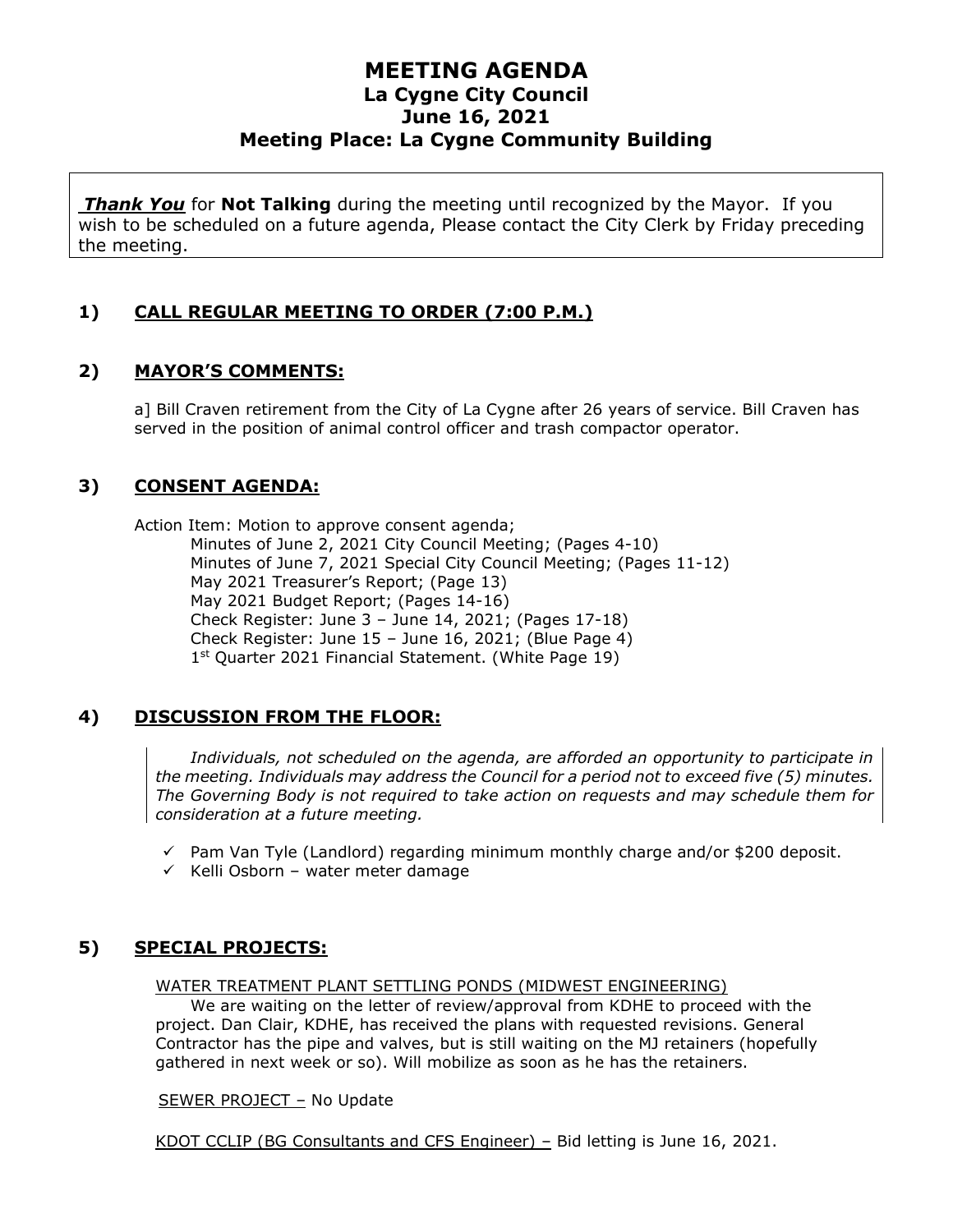# MEETING AGENDA
## La Cygne City Council
## June 16, 2021
## Meeting Place: La Cygne Community Building

***Thank You*** for **Not Talking** during the meeting until recognized by the Mayor. If you wish to be scheduled on a future agenda, Please contact the City Clerk by Friday preceding the meeting.

### 1) CALL REGULAR MEETING TO ORDER (7:00 P.M.)

### 2) MAYOR'S COMMENTS:

a] Bill Craven retirement from the City of La Cygne after 26 years of service. Bill Craven has served in the position of animal control officer and trash compactor operator.

### 3) CONSENT AGENDA:

Action Item: Motion to approve consent agenda;
- Minutes of June 2, 2021 City Council Meeting; (Pages 4-10)
- Minutes of June 7, 2021 Special City Council Meeting; (Pages 11-12)
- May 2021 Treasurer's Report; (Page 13)
- May 2021 Budget Report; (Pages 14-16)
- Check Register: June 3 – June 14, 2021; (Pages 17-18)
- Check Register: June 15 – June 16, 2021; (Blue Page 4)
- 1st Quarter 2021 Financial Statement. (White Page 19)

### 4) DISCUSSION FROM THE FLOOR:

*Individuals, not scheduled on the agenda, are afforded an opportunity to participate in the meeting. Individuals may address the Council for a period not to exceed five (5) minutes. The Governing Body is not required to take action on requests and may schedule them for consideration at a future meeting.*

- ✓ Pam Van Tyle (Landlord) regarding minimum monthly charge and/or $200 deposit.
- ✓ Kelli Osborn – water meter damage

### 5) SPECIAL PROJECTS:

WATER TREATMENT PLANT SETTLING PONDS (MIDWEST ENGINEERING)

We are waiting on the letter of review/approval from KDHE to proceed with the project. Dan Clair, KDHE, has received the plans with requested revisions. General Contractor has the pipe and valves, but is still waiting on the MJ retainers (hopefully gathered in next week or so). Will mobilize as soon as he has the retainers.

SEWER PROJECT – No Update

KDOT CCLIP (BG Consultants and CFS Engineer) – Bid letting is June 16, 2021.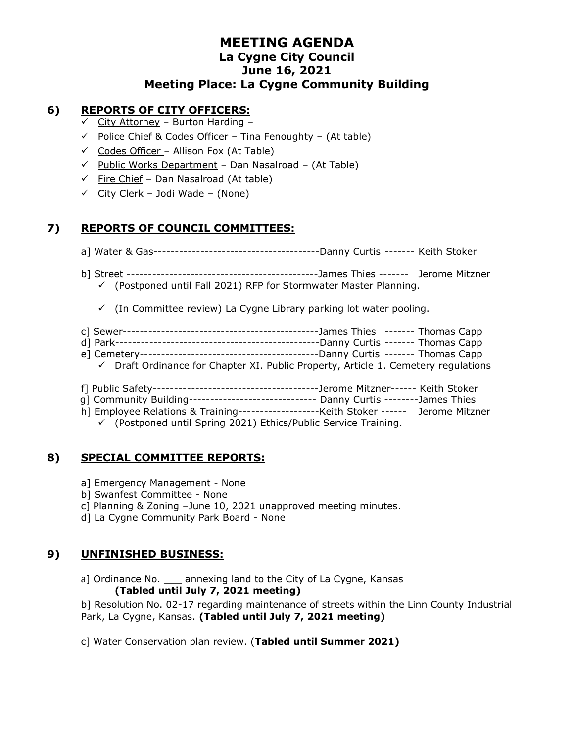# MEETING AGENDA
## La Cygne City Council
## June 16, 2021
## Meeting Place: La Cygne Community Building

### 6) REPORTS OF CITY OFFICERS:

- ✓ City Attorney – Burton Harding –
- ✓ Police Chief & Codes Officer – Tina Fenoughty – (At table)
- ✓ Codes Officer – Allison Fox (At Table)
- ✓ Public Works Department – Dan Nasalroad – (At Table)
- ✓ Fire Chief – Dan Nasalroad (At table)
- ✓ City Clerk – Jodi Wade – (None)

### 7) REPORTS OF COUNCIL COMMITTEES:

a] Water & Gas---------------------------------------Danny Curtis ------- Keith Stoker

b] Street --------------------------------------------James Thies ------- Jerome Mitzner

- ✓ (Postponed until Fall 2021) RFP for Stormwater Master Planning.
- ✓ (In Committee review) La Cygne Library parking lot water pooling.

c] Sewer---------------------------------------------James Thies ------- Thomas Capp

d] Park-----------------------------------------------Danny Curtis ------- Thomas Capp

e] Cemetery------------------------------------------Danny Curtis ------- Thomas Capp

- ✓ Draft Ordinance for Chapter XI. Public Property, Article 1. Cemetery regulations

f] Public Safety---------------------------------------Jerome Mitzner------ Keith Stoker

g] Community Building------------------------------ Danny Curtis --------James Thies

h] Employee Relations & Training-------------------Keith Stoker ------ Jerome Mitzner

- ✓ (Postponed until Spring 2021) Ethics/Public Service Training.

### 8) SPECIAL COMMITTEE REPORTS:

a] Emergency Management - None

b] Swanfest Committee - None

c] Planning & Zoning –~~June 10, 2021 unapproved meeting minutes.~~

d] La Cygne Community Park Board - None

### 9) UNFINISHED BUSINESS:

a] Ordinance No. ___ annexing land to the City of La Cygne, Kansas **(Tabled until July 7, 2021 meeting)**

b] Resolution No. 02-17 regarding maintenance of streets within the Linn County Industrial Park, La Cygne, Kansas. **(Tabled until July 7, 2021 meeting)**

c] Water Conservation plan review. (**Tabled until Summer 2021)**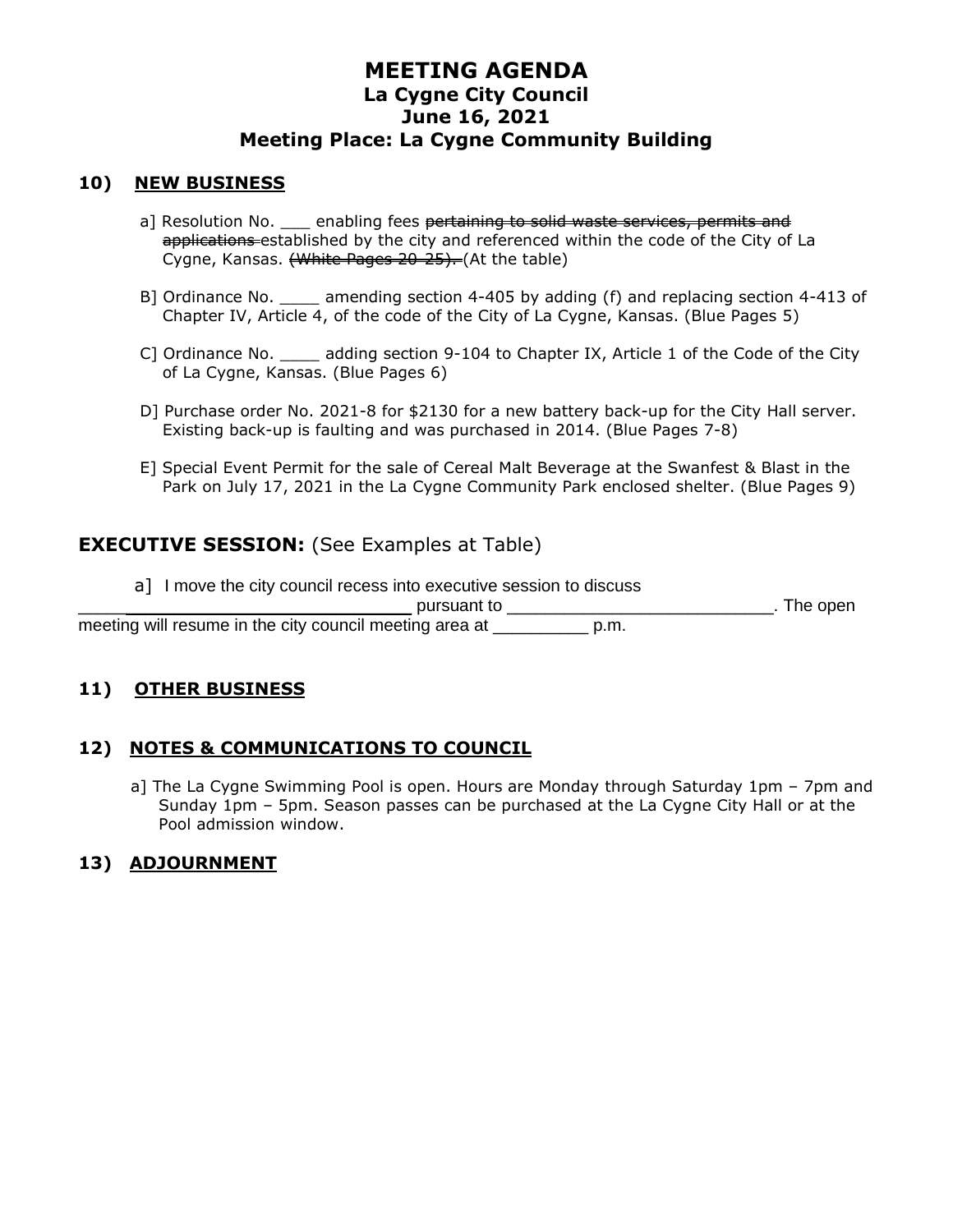# MEETING AGENDA
## La Cygne City Council
## June 16, 2021
## Meeting Place: La Cygne Community Building

### 10) NEW BUSINESS

a] Resolution No. ___ enabling fees ~~pertaining to solid waste services, permits and applications~~ established by the city and referenced within the code of the City of La Cygne, Kansas. ~~(White Pages 20-25).~~ (At the table)

B] Ordinance No. ____ amending section 4-405 by adding (f) and replacing section 4-413 of Chapter IV, Article 4, of the code of the City of La Cygne, Kansas. (Blue Pages 5)

C] Ordinance No. ____ adding section 9-104 to Chapter IX, Article 1 of the Code of the City of La Cygne, Kansas. (Blue Pages 6)

D] Purchase order No. 2021-8 for $2130 for a new battery back-up for the City Hall server. Existing back-up is faulting and was purchased in 2014. (Blue Pages 7-8)

E] Special Event Permit for the sale of Cereal Malt Beverage at the Swanfest & Blast in the Park on July 17, 2021 in the La Cygne Community Park enclosed shelter. (Blue Pages 9)

### EXECUTIVE SESSION: (See Examples at Table)

a] I move the city council recess into executive session to discuss ______________________________ pursuant to ___________________________. The open meeting will resume in the city council meeting area at __________ p.m.

### 11) OTHER BUSINESS

### 12) NOTES & COMMUNICATIONS TO COUNCIL

a] The La Cygne Swimming Pool is open. Hours are Monday through Saturday 1pm – 7pm and Sunday 1pm – 5pm. Season passes can be purchased at the La Cygne City Hall or at the Pool admission window.

### 13) ADJOURNMENT